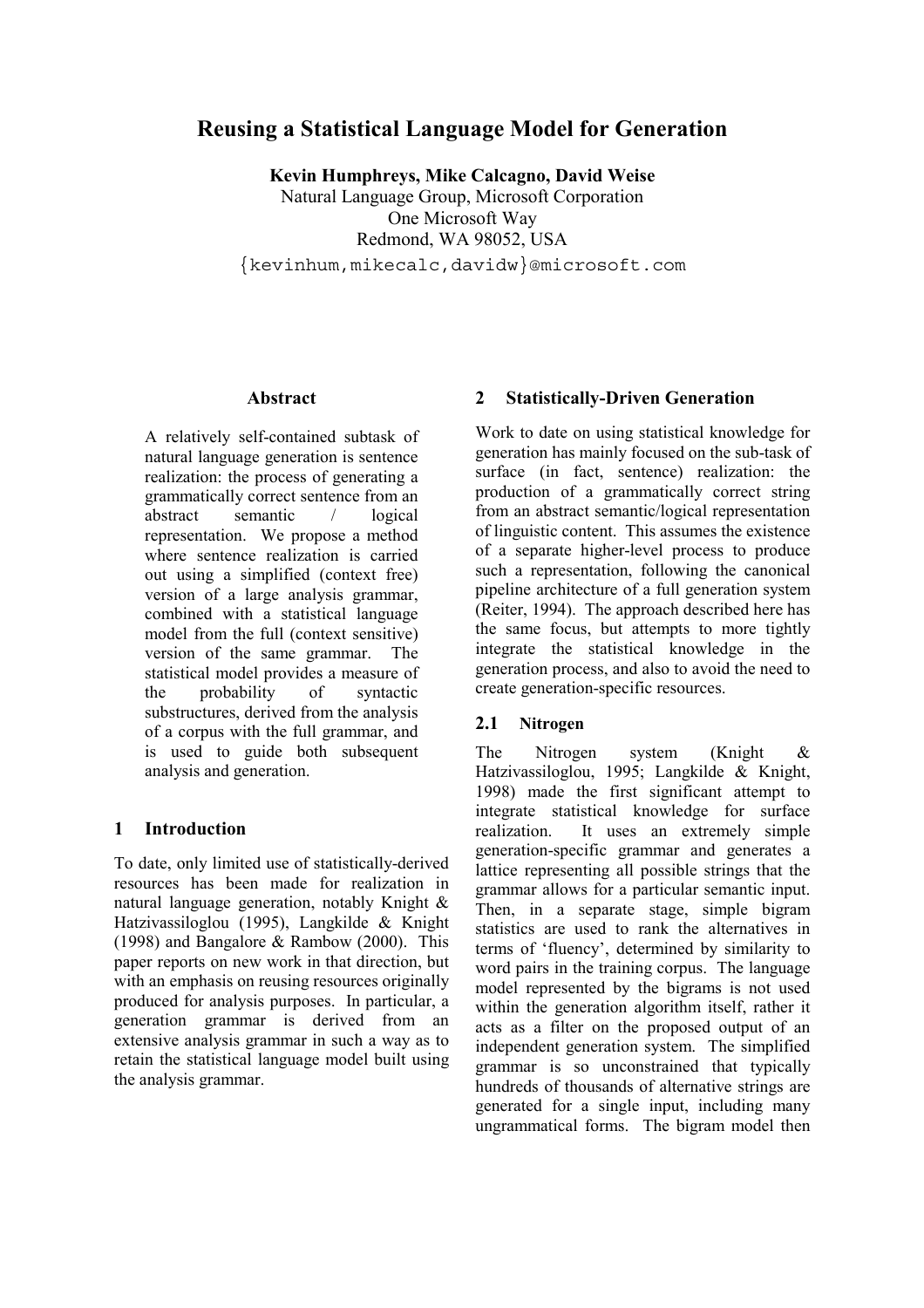# Reusing a Statistical Language Model for Generation

**Kevin Humphreys, Mike Calcagno, David Weise**
Natural Language Group, Microsoft Corporation
One Microsoft Way
Redmond, WA 98052, USA
{kevinhum,mikecalc,davidw}@microsoft.com

## Abstract

A relatively self-contained subtask of natural language generation is sentence realization: the process of generating a grammatically correct sentence from an abstract semantic / logical representation. We propose a method where sentence realization is carried out using a simplified (context free) version of a large analysis grammar, combined with a statistical language model from the full (context sensitive) version of the same grammar. The statistical model provides a measure of the probability of syntactic substructures, derived from the analysis of a corpus with the full grammar, and is used to guide both subsequent analysis and generation.

## 1 Introduction

To date, only limited use of statistically-derived resources has been made for realization in natural language generation, notably Knight & Hatzivassiloglou (1995), Langkilde & Knight (1998) and Bangalore & Rambow (2000). This paper reports on new work in that direction, but with an emphasis on reusing resources originally produced for analysis purposes. In particular, a generation grammar is derived from an extensive analysis grammar in such a way as to retain the statistical language model built using the analysis grammar.

## 2 Statistically-Driven Generation

Work to date on using statistical knowledge for generation has mainly focused on the sub-task of surface (in fact, sentence) realization: the production of a grammatically correct string from an abstract semantic/logical representation of linguistic content. This assumes the existence of a separate higher-level process to produce such a representation, following the canonical pipeline architecture of a full generation system (Reiter, 1994). The approach described here has the same focus, but attempts to more tightly integrate the statistical knowledge in the generation process, and also to avoid the need to create generation-specific resources.

### 2.1 Nitrogen

The Nitrogen system (Knight & Hatzivassiloglou, 1995; Langkilde & Knight, 1998) made the first significant attempt to integrate statistical knowledge for surface realization. It uses an extremely simple generation-specific grammar and generates a lattice representing all possible strings that the grammar allows for a particular semantic input. Then, in a separate stage, simple bigram statistics are used to rank the alternatives in terms of 'fluency', determined by similarity to word pairs in the training corpus. The language model represented by the bigrams is not used within the generation algorithm itself, rather it acts as a filter on the proposed output of an independent generation system. The simplified grammar is so unconstrained that typically hundreds of thousands of alternative strings are generated for a single input, including many ungrammatical forms. The bigram model then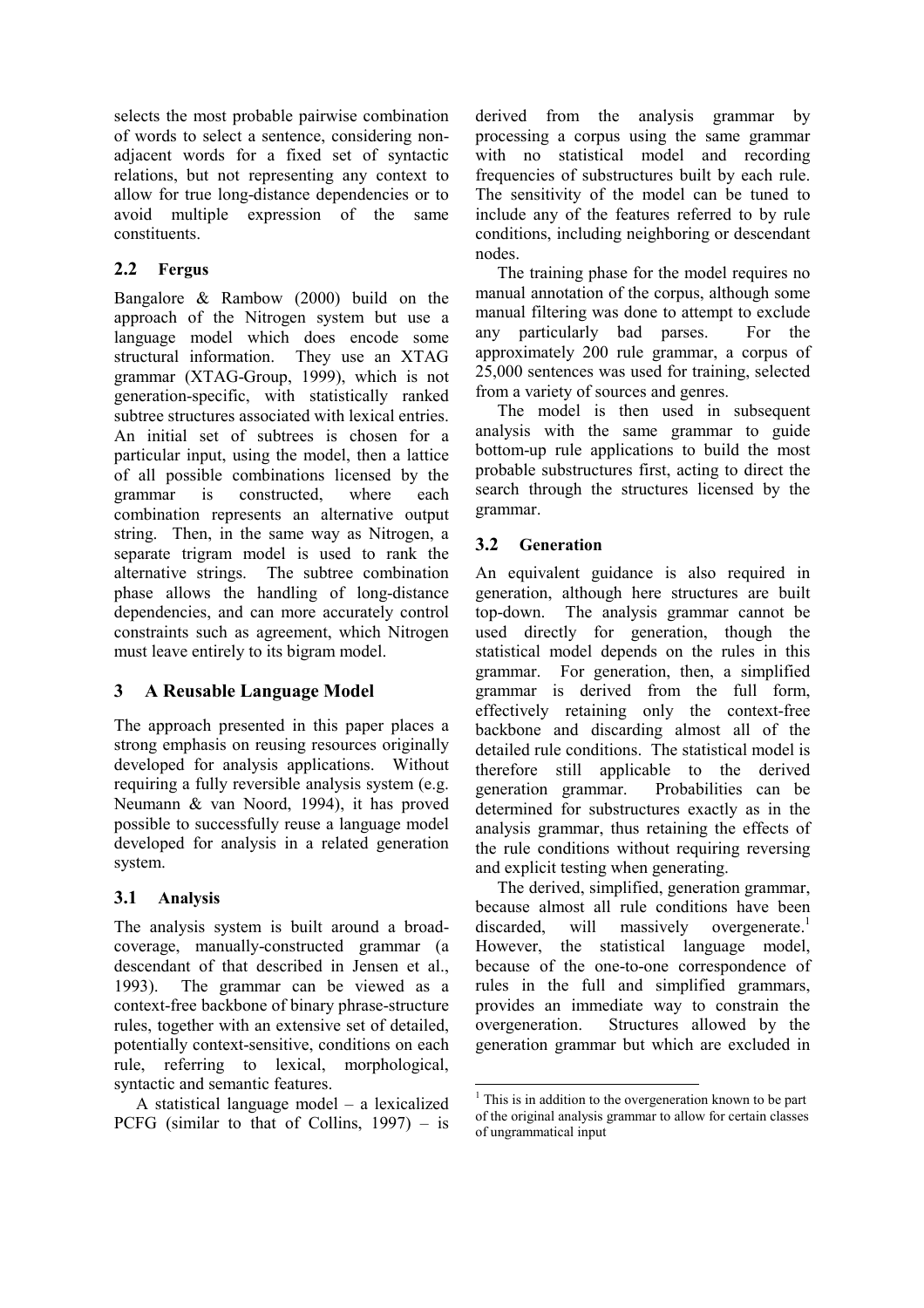selects the most probable pairwise combination of words to select a sentence, considering non-adjacent words for a fixed set of syntactic relations, but not representing any context to allow for true long-distance dependencies or to avoid multiple expression of the same constituents.

### 2.2 Fergus

Bangalore & Rambow (2000) build on the approach of the Nitrogen system but use a language model which does encode some structural information. They use an XTAG grammar (XTAG-Group, 1999), which is not generation-specific, with statistically ranked subtree structures associated with lexical entries. An initial set of subtrees is chosen for a particular input, using the model, then a lattice of all possible combinations licensed by the grammar is constructed, where each combination represents an alternative output string. Then, in the same way as Nitrogen, a separate trigram model is used to rank the alternative strings. The subtree combination phase allows the handling of long-distance dependencies, and can more accurately control constraints such as agreement, which Nitrogen must leave entirely to its bigram model.

## 3 A Reusable Language Model

The approach presented in this paper places a strong emphasis on reusing resources originally developed for analysis applications. Without requiring a fully reversible analysis system (e.g. Neumann & van Noord, 1994), it has proved possible to successfully reuse a language model developed for analysis in a related generation system.

### 3.1 Analysis

The analysis system is built around a broad-coverage, manually-constructed grammar (a descendant of that described in Jensen et al., 1993). The grammar can be viewed as a context-free backbone of binary phrase-structure rules, together with an extensive set of detailed, potentially context-sensitive, conditions on each rule, referring to lexical, morphological, syntactic and semantic features.

A statistical language model – a lexicalized PCFG (similar to that of Collins, 1997) – is derived from the analysis grammar by processing a corpus using the same grammar with no statistical model and recording frequencies of substructures built by each rule. The sensitivity of the model can be tuned to include any of the features referred to by rule conditions, including neighboring or descendant nodes.

The training phase for the model requires no manual annotation of the corpus, although some manual filtering was done to attempt to exclude any particularly bad parses. For the approximately 200 rule grammar, a corpus of 25,000 sentences was used for training, selected from a variety of sources and genres.

The model is then used in subsequent analysis with the same grammar to guide bottom-up rule applications to build the most probable substructures first, acting to direct the search through the structures licensed by the grammar.

### 3.2 Generation

An equivalent guidance is also required in generation, although here structures are built top-down. The analysis grammar cannot be used directly for generation, though the statistical model depends on the rules in this grammar. For generation, then, a simplified grammar is derived from the full form, effectively retaining only the context-free backbone and discarding almost all of the detailed rule conditions. The statistical model is therefore still applicable to the derived generation grammar. Probabilities can be determined for substructures exactly as in the analysis grammar, thus retaining the effects of the rule conditions without requiring reversing and explicit testing when generating.

The derived, simplified, generation grammar, because almost all rule conditions have been discarded, will massively overgenerate.[1] However, the statistical language model, because of the one-to-one correspondence of rules in the full and simplified grammars, provides an immediate way to constrain the overgeneration. Structures allowed by the generation grammar but which are excluded in

[1] This is in addition to the overgeneration known to be part of the original analysis grammar to allow for certain classes of ungrammatical input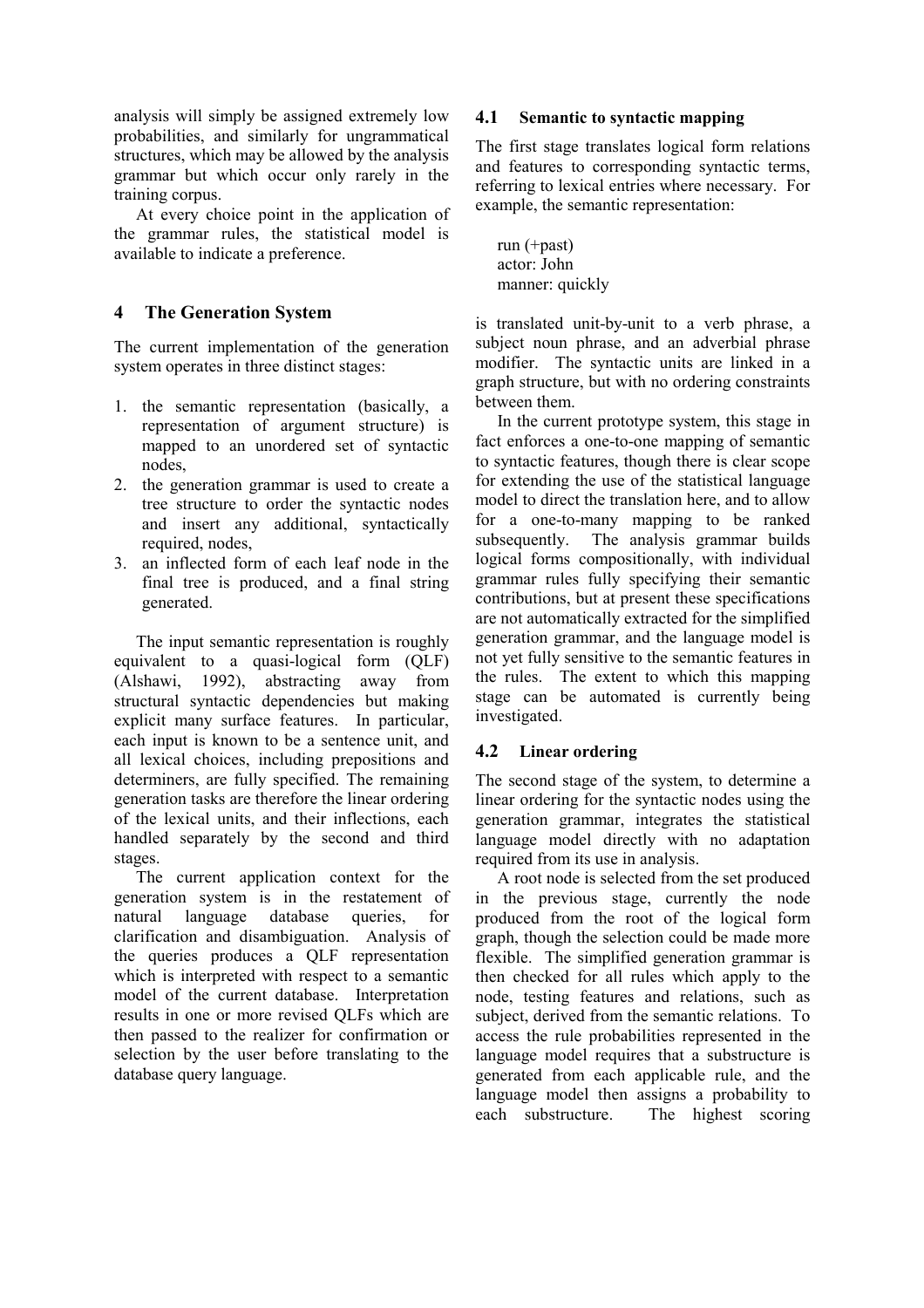analysis will simply be assigned extremely low probabilities, and similarly for ungrammatical structures, which may be allowed by the analysis grammar but which occur only rarely in the training corpus.

At every choice point in the application of the grammar rules, the statistical model is available to indicate a preference.

## 4 The Generation System

The current implementation of the generation system operates in three distinct stages:

1. the semantic representation (basically, a representation of argument structure) is mapped to an unordered set of syntactic nodes,
2. the generation grammar is used to create a tree structure to order the syntactic nodes and insert any additional, syntactically required, nodes,
3. an inflected form of each leaf node in the final tree is produced, and a final string generated.

The input semantic representation is roughly equivalent to a quasi-logical form (QLF) (Alshawi, 1992), abstracting away from structural syntactic dependencies but making explicit many surface features. In particular, each input is known to be a sentence unit, and all lexical choices, including prepositions and determiners, are fully specified. The remaining generation tasks are therefore the linear ordering of the lexical units, and their inflections, each handled separately by the second and third stages.

The current application context for the generation system is in the restatement of natural language database queries, for clarification and disambiguation. Analysis of the queries produces a QLF representation which is interpreted with respect to a semantic model of the current database. Interpretation results in one or more revised QLFs which are then passed to the realizer for confirmation or selection by the user before translating to the database query language.

### 4.1 Semantic to syntactic mapping

The first stage translates logical form relations and features to corresponding syntactic terms, referring to lexical entries where necessary. For example, the semantic representation:

```
run (+past)
actor: John
manner: quickly
```

is translated unit-by-unit to a verb phrase, a subject noun phrase, and an adverbial phrase modifier. The syntactic units are linked in a graph structure, but with no ordering constraints between them.

In the current prototype system, this stage in fact enforces a one-to-one mapping of semantic to syntactic features, though there is clear scope for extending the use of the statistical language model to direct the translation here, and to allow for a one-to-many mapping to be ranked subsequently. The analysis grammar builds logical forms compositionally, with individual grammar rules fully specifying their semantic contributions, but at present these specifications are not automatically extracted for the simplified generation grammar, and the language model is not yet fully sensitive to the semantic features in the rules. The extent to which this mapping stage can be automated is currently being investigated.

### 4.2 Linear ordering

The second stage of the system, to determine a linear ordering for the syntactic nodes using the generation grammar, integrates the statistical language model directly with no adaptation required from its use in analysis.

A root node is selected from the set produced in the previous stage, currently the node produced from the root of the logical form graph, though the selection could be made more flexible. The simplified generation grammar is then checked for all rules which apply to the node, testing features and relations, such as subject, derived from the semantic relations. To access the rule probabilities represented in the language model requires that a substructure is generated from each applicable rule, and the language model then assigns a probability to each substructure. The highest scoring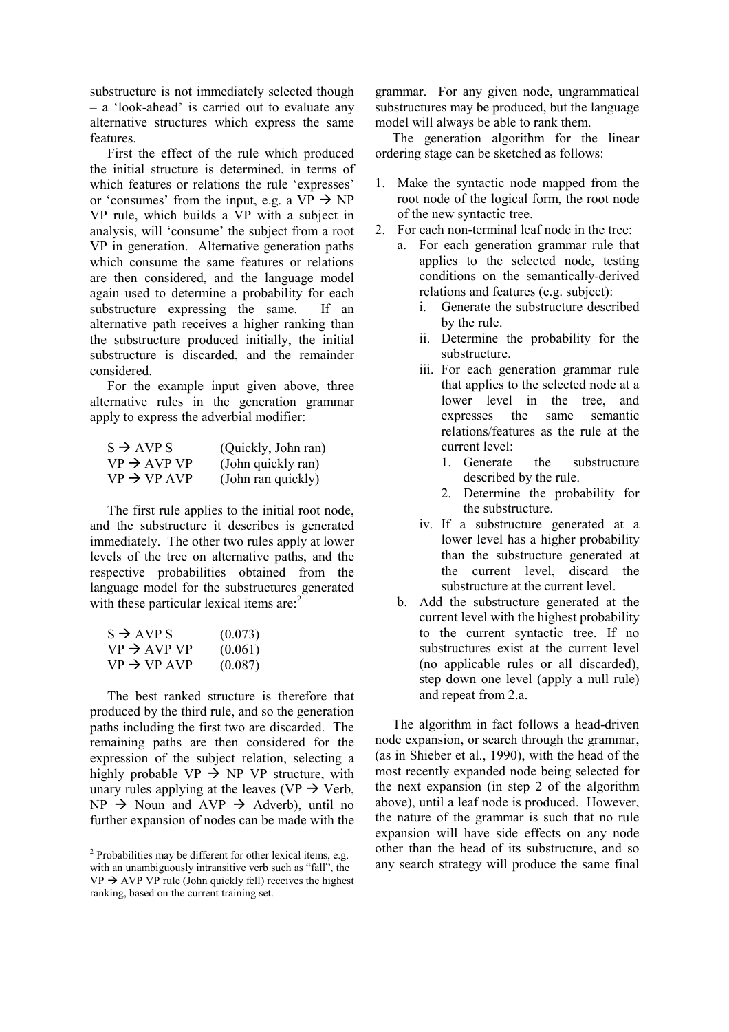substructure is not immediately selected though – a 'look-ahead' is carried out to evaluate any alternative structures which express the same features.

First the effect of the rule which produced the initial structure is determined, in terms of which features or relations the rule 'expresses' or 'consumes' from the input, e.g. a VP → NP VP rule, which builds a VP with a subject in analysis, will 'consume' the subject from a root VP in generation. Alternative generation paths which consume the same features or relations are then considered, and the language model again used to determine a probability for each substructure expressing the same. If an alternative path receives a higher ranking than the substructure produced initially, the initial substructure is discarded, and the remainder considered.

For the example input given above, three alternative rules in the generation grammar apply to express the adverbial modifier:

| | |
|---|---|
| S → AVP S | (Quickly, John ran) |
| VP → AVP VP | (John quickly ran) |
| VP → VP AVP | (John ran quickly) |

The first rule applies to the initial root node, and the substructure it describes is generated immediately. The other two rules apply at lower levels of the tree on alternative paths, and the respective probabilities obtained from the language model for the substructures generated with these particular lexical items are:[2]

| | |
|---|---|
| S → AVP S | (0.073) |
| VP → AVP VP | (0.061) |
| VP → VP AVP | (0.087) |

The best ranked structure is therefore that produced by the third rule, and so the generation paths including the first two are discarded. The remaining paths are then considered for the expression of the subject relation, selecting a highly probable VP → NP VP structure, with unary rules applying at the leaves (VP → Verb, NP → Noun and AVP → Adverb), until no further expansion of nodes can be made with the grammar. For any given node, ungrammatical substructures may be produced, but the language model will always be able to rank them.

The generation algorithm for the linear ordering stage can be sketched as follows:

1. Make the syntactic node mapped from the root node of the logical form, the root node of the new syntactic tree.
2. For each non-terminal leaf node in the tree:
    a. For each generation grammar rule that applies to the selected node, testing conditions on the semantically-derived relations and features (e.g. subject):
        i. Generate the substructure described by the rule.
        ii. Determine the probability for the substructure.
        iii. For each generation grammar rule that applies to the selected node at a lower level in the tree, and expresses the same semantic relations/features as the rule at the current level:
            1. Generate the substructure described by the rule.
            2. Determine the probability for the substructure.
        iv. If a substructure generated at a lower level has a higher probability than the substructure generated at the current level, discard the substructure at the current level.
    b. Add the substructure generated at the current level with the highest probability to the current syntactic tree. If no substructures exist at the current level (no applicable rules or all discarded), step down one level (apply a null rule) and repeat from 2.a.

The algorithm in fact follows a head-driven node expansion, or search through the grammar, (as in Shieber et al., 1990), with the head of the most recently expanded node being selected for the next expansion (in step 2 of the algorithm above), until a leaf node is produced. However, the nature of the grammar is such that no rule expansion will have side effects on any node other than the head of its substructure, and so any search strategy will produce the same final

[2] Probabilities may be different for other lexical items, e.g. with an unambiguously intransitive verb such as "fall", the VP → AVP VP rule (John quickly fell) receives the highest ranking, based on the current training set.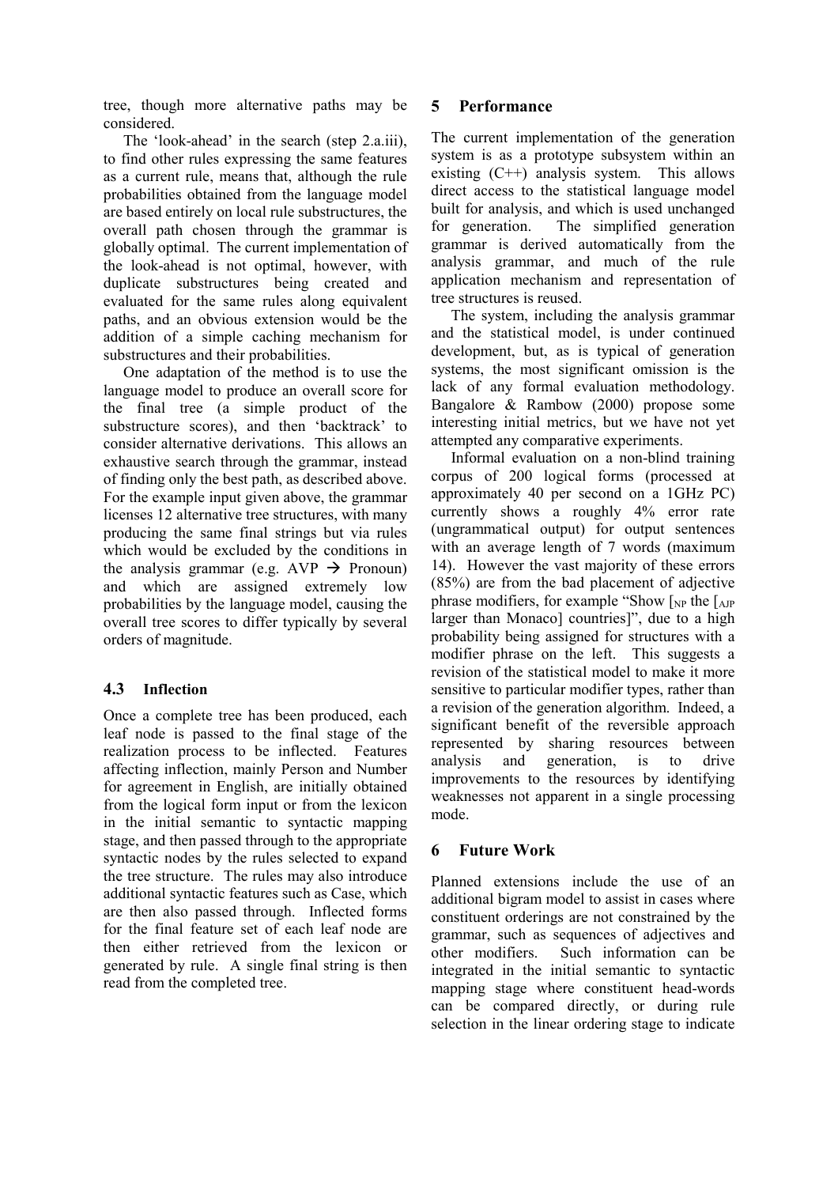tree, though more alternative paths may be considered.

The 'look-ahead' in the search (step 2.a.iii), to find other rules expressing the same features as a current rule, means that, although the rule probabilities obtained from the language model are based entirely on local rule substructures, the overall path chosen through the grammar is globally optimal. The current implementation of the look-ahead is not optimal, however, with duplicate substructures being created and evaluated for the same rules along equivalent paths, and an obvious extension would be the addition of a simple caching mechanism for substructures and their probabilities.

One adaptation of the method is to use the language model to produce an overall score for the final tree (a simple product of the substructure scores), and then 'backtrack' to consider alternative derivations. This allows an exhaustive search through the grammar, instead of finding only the best path, as described above. For the example input given above, the grammar licenses 12 alternative tree structures, with many producing the same final strings but via rules which would be excluded by the conditions in the analysis grammar (e.g. AVP → Pronoun) and which are assigned extremely low probabilities by the language model, causing the overall tree scores to differ typically by several orders of magnitude.

### 4.3 Inflection

Once a complete tree has been produced, each leaf node is passed to the final stage of the realization process to be inflected. Features affecting inflection, mainly Person and Number for agreement in English, are initially obtained from the logical form input or from the lexicon in the initial semantic to syntactic mapping stage, and then passed through to the appropriate syntactic nodes by the rules selected to expand the tree structure. The rules may also introduce additional syntactic features such as Case, which are then also passed through. Inflected forms for the final feature set of each leaf node are then either retrieved from the lexicon or generated by rule. A single final string is then read from the completed tree.

## 5 Performance

The current implementation of the generation system is as a prototype subsystem within an existing (C++) analysis system. This allows direct access to the statistical language model built for analysis, and which is used unchanged for generation. The simplified generation grammar is derived automatically from the analysis grammar, and much of the rule application mechanism and representation of tree structures is reused.

The system, including the analysis grammar and the statistical model, is under continued development, but, as is typical of generation systems, the most significant omission is the lack of any formal evaluation methodology. Bangalore & Rambow (2000) propose some interesting initial metrics, but we have not yet attempted any comparative experiments.

Informal evaluation on a non-blind training corpus of 200 logical forms (processed at approximately 40 per second on a 1GHz PC) currently shows a roughly 4% error rate (ungrammatical output) for output sentences with an average length of 7 words (maximum 14). However the vast majority of these errors (85%) are from the bad placement of adjective phrase modifiers, for example "Show [$_{NP}$ the [$_{AJP}$ larger than Monaco] countries]", due to a high probability being assigned for structures with a modifier phrase on the left. This suggests a revision of the statistical model to make it more sensitive to particular modifier types, rather than a revision of the generation algorithm. Indeed, a significant benefit of the reversible approach represented by sharing resources between analysis and generation, is to drive improvements to the resources by identifying weaknesses not apparent in a single processing mode.

## 6 Future Work

Planned extensions include the use of an additional bigram model to assist in cases where constituent orderings are not constrained by the grammar, such as sequences of adjectives and other modifiers. Such information can be integrated in the initial semantic to syntactic mapping stage where constituent head-words can be compared directly, or during rule selection in the linear ordering stage to indicate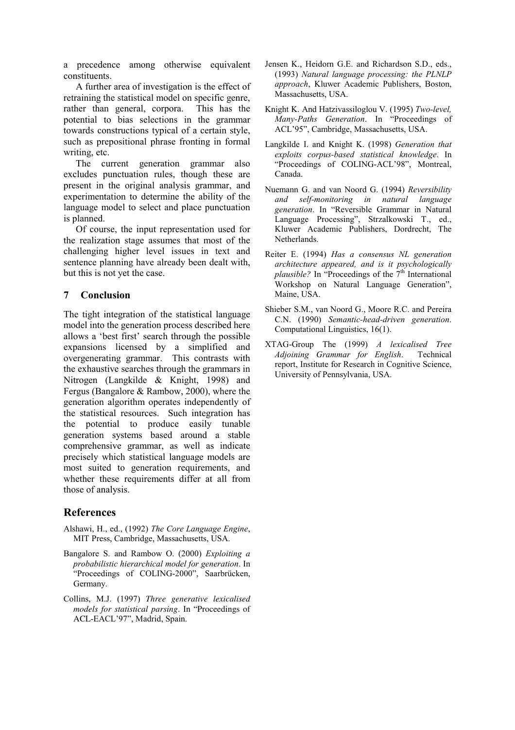a precedence among otherwise equivalent constituents.

A further area of investigation is the effect of retraining the statistical model on specific genre, rather than general, corpora. This has the potential to bias selections in the grammar towards constructions typical of a certain style, such as prepositional phrase fronting in formal writing, etc.

The current generation grammar also excludes punctuation rules, though these are present in the original analysis grammar, and experimentation to determine the ability of the language model to select and place punctuation is planned.

Of course, the input representation used for the realization stage assumes that most of the challenging higher level issues in text and sentence planning have already been dealt with, but this is not yet the case.

## 7 Conclusion

The tight integration of the statistical language model into the generation process described here allows a 'best first' search through the possible expansions licensed by a simplified and overgenerating grammar. This contrasts with the exhaustive searches through the grammars in Nitrogen (Langkilde & Knight, 1998) and Fergus (Bangalore & Rambow, 2000), where the generation algorithm operates independently of the statistical resources. Such integration has the potential to produce easily tunable generation systems based around a stable comprehensive grammar, as well as indicate precisely which statistical language models are most suited to generation requirements, and whether these requirements differ at all from those of analysis.

## References

Alshawi, H., ed., (1992) *The Core Language Engine*, MIT Press, Cambridge, Massachusetts, USA.

Bangalore S. and Rambow O. (2000) *Exploiting a probabilistic hierarchical model for generation*. In "Proceedings of COLING-2000", Saarbrücken, Germany.

Collins, M.J. (1997) *Three generative lexicalised models for statistical parsing*. In "Proceedings of ACL-EACL'97", Madrid, Spain.

Jensen K., Heidorn G.E. and Richardson S.D., eds., (1993) *Natural language processing: the PLNLP approach*, Kluwer Academic Publishers, Boston, Massachusetts, USA.

Knight K. And Hatzivassiloglou V. (1995) *Two-level, Many-Paths Generation*. In "Proceedings of ACL'95", Cambridge, Massachusetts, USA.

Langkilde I. and Knight K. (1998) *Generation that exploits corpus-based statistical knowledge*. In "Proceedings of COLING-ACL'98", Montreal, Canada.

Nuemann G. and van Noord G. (1994) *Reversibility and self-monitoring in natural language generation*. In "Reversible Grammar in Natural Language Processing", Strzalkowski T., ed., Kluwer Academic Publishers, Dordrecht, The Netherlands.

Reiter E. (1994) *Has a consensus NL generation architecture appeared, and is it psychologically plausible?* In "Proceedings of the 7th International Workshop on Natural Language Generation", Maine, USA.

Shieber S.M., van Noord G., Moore R.C. and Pereira C.N. (1990) *Semantic-head-driven generation*. Computational Linguistics, 16(1).

XTAG-Group The (1999) *A lexicalised Tree Adjoining Grammar for English*. Technical report, Institute for Research in Cognitive Science, University of Pennsylvania, USA.